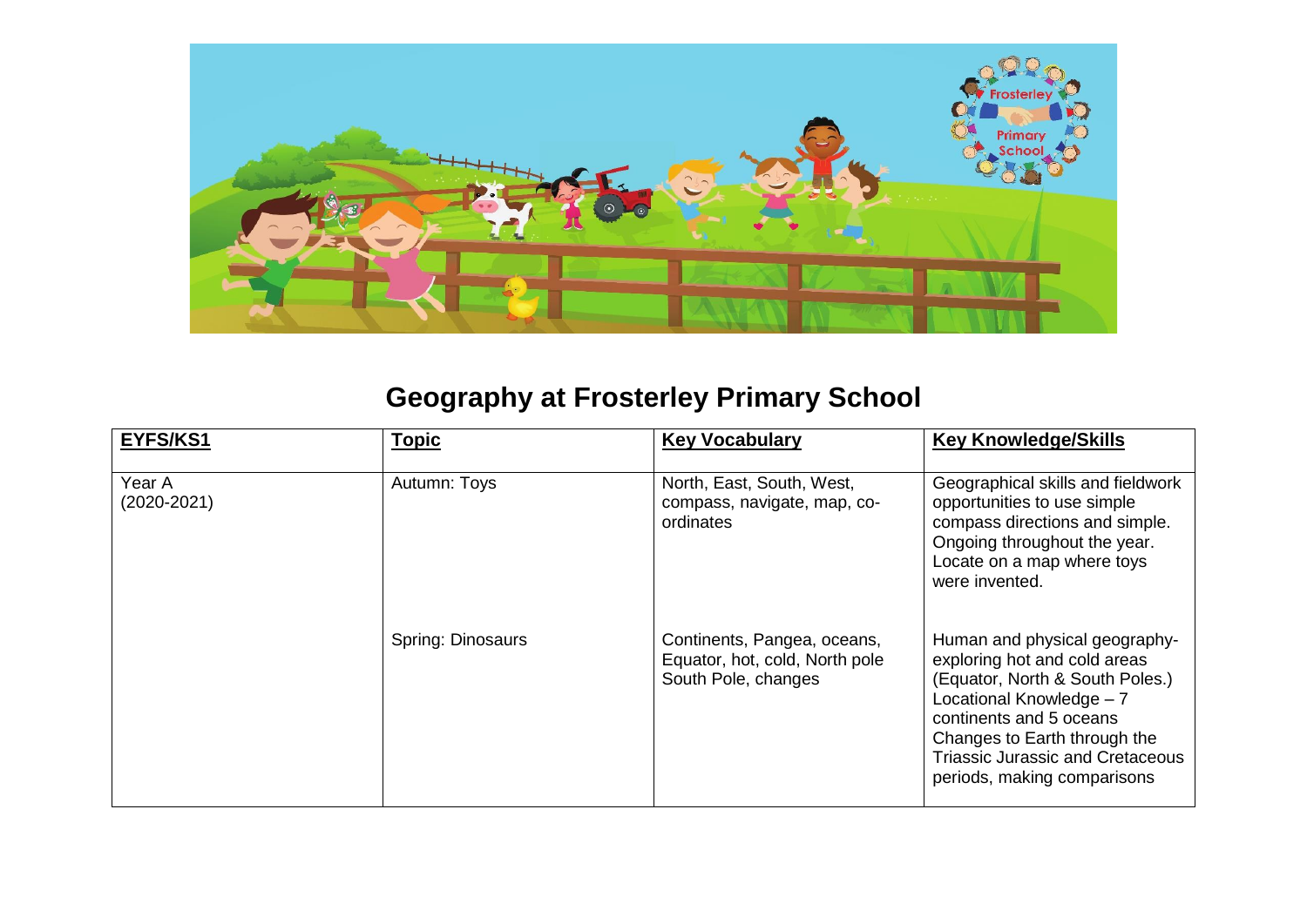# Geography at Frosterley Primary School

| EYFS/KS1 | Topic | Key Vocabulary | Key Knowledge/Skills |
|---|---|---|---|
| Year A (2020-2021) | Autumn: Toys | North, East, South, West, compass, navigate, map, co-ordinates | Geographical skills and fieldwork opportunities to use simple compass directions and simple. Ongoing throughout the year. Locate on a map where toys were invented. |
| | Spring: Dinosaurs | Continents, Pangea, oceans, Equator, hot, cold, North pole South Pole, changes | Human and physical geography- exploring hot and cold areas (Equator, North & South Poles.) Locational Knowledge – 7 continents and 5 oceans Changes to Earth through the Triassic Jurassic and Cretaceous periods, making comparisons |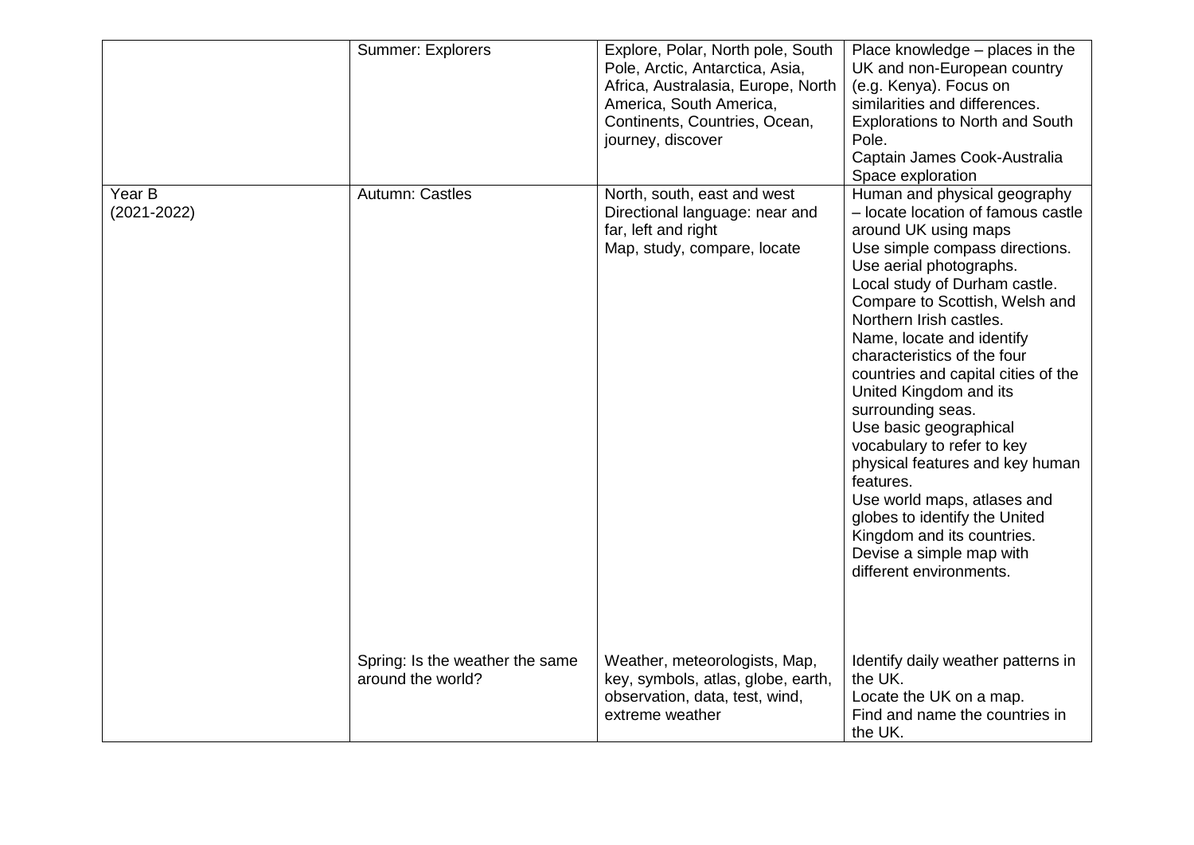| | | | |
|---|---|---|---|
| | Summer: Explorers | Explore, Polar, North pole, South Pole, Arctic, Antarctica, Asia, Africa, Australasia, Europe, North America, South America, Continents, Countries, Ocean, journey, discover | Place knowledge – places in the UK and non-European country (e.g. Kenya). Focus on similarities and differences.<br>Explorations to North and South Pole.<br>Captain James Cook-Australia<br>Space exploration |
| Year B<br>(2021-2022) | Autumn: Castles | North, south, east and west<br>Directional language: near and far, left and right<br>Map, study, compare, locate | Human and physical geography – locate location of famous castle around UK using maps<br>Use simple compass directions.<br>Use aerial photographs.<br>Local study of Durham castle.<br>Compare to Scottish, Welsh and Northern Irish castles.<br>Name, locate and identify characteristics of the four countries and capital cities of the United Kingdom and its surrounding seas.<br>Use basic geographical vocabulary to refer to key physical features and key human features.<br>Use world maps, atlases and globes to identify the United Kingdom and its countries.<br>Devise a simple map with different environments. |
| | Spring: Is the weather the same around the world? | Weather, meteorologists, Map, key, symbols, atlas, globe, earth, observation, data, test, wind, extreme weather | Identify daily weather patterns in the UK.<br>Locate the UK on a map.<br>Find and name the countries in the UK. |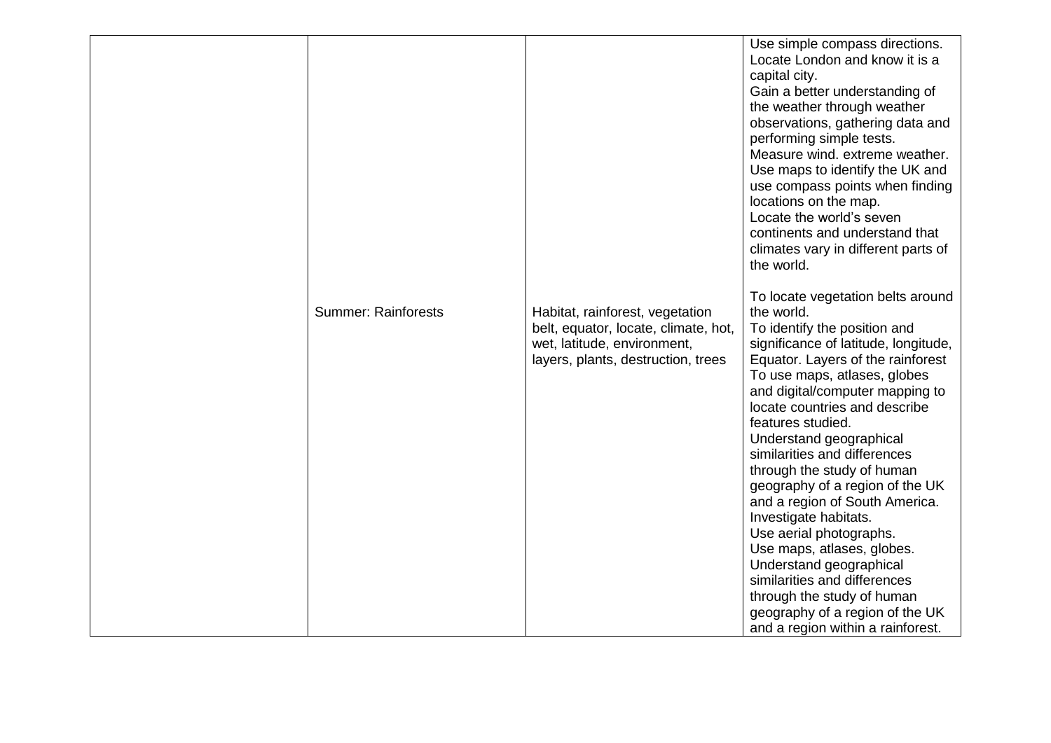| | | | |
|---|---|---|---|
| | | | Use simple compass directions.<br>Locate London and know it is a capital city.<br>Gain a better understanding of the weather through weather observations, gathering data and performing simple tests.<br>Measure wind. extreme weather.<br>Use maps to identify the UK and use compass points when finding locations on the map.<br>Locate the world's seven continents and understand that climates vary in different parts of the world. |
| | Summer: Rainforests | Habitat, rainforest, vegetation belt, equator, locate, climate, hot, wet, latitude, environment, layers, plants, destruction, trees | To locate vegetation belts around the world.<br>To identify the position and significance of latitude, longitude, Equator. Layers of the rainforest<br>To use maps, atlases, globes and digital/computer mapping to locate countries and describe features studied.<br>Understand geographical similarities and differences through the study of human geography of a region of the UK and a region of South America.<br>Investigate habitats.<br>Use aerial photographs.<br>Use maps, atlases, globes.<br>Understand geographical similarities and differences through the study of human geography of a region of the UK and a region within a rainforest. |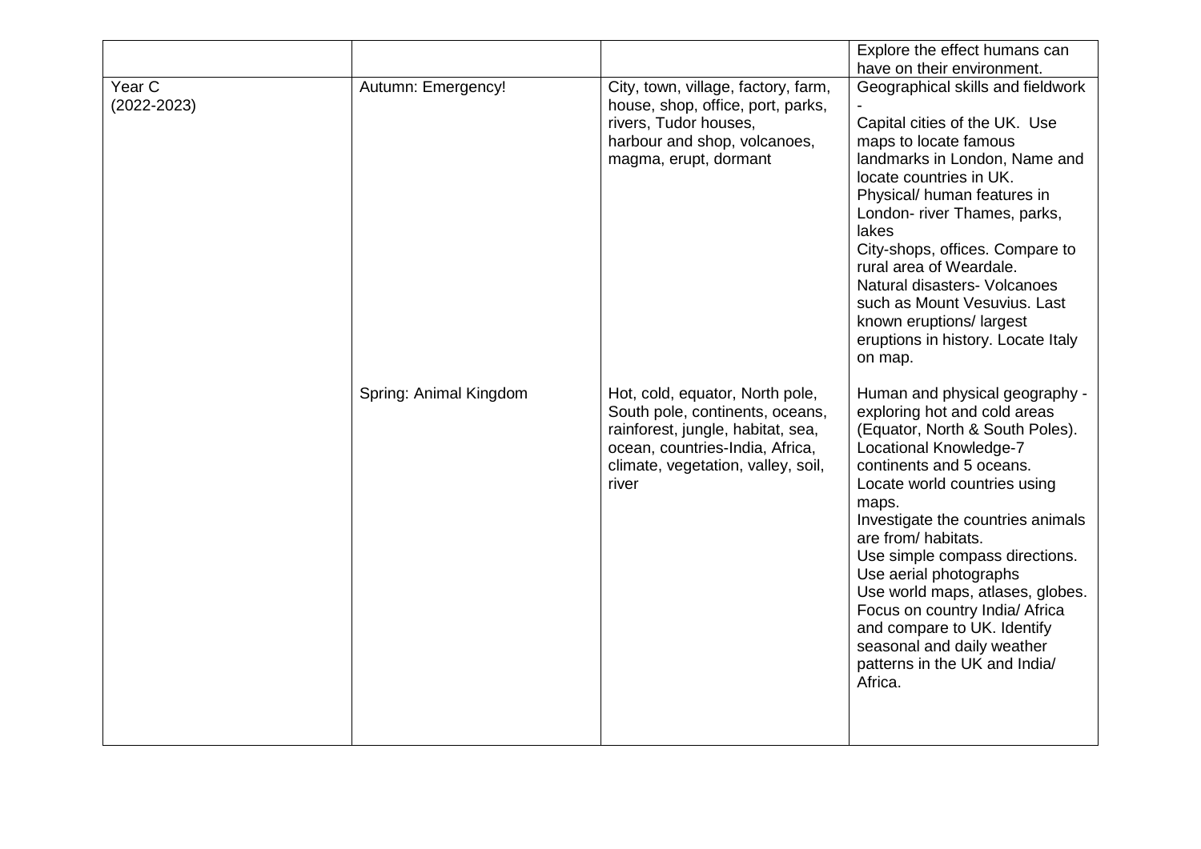| | | | |
|---|---|---|---|
| | | | Explore the effect humans can have on their environment. |
| Year C (2022-2023) | Autumn: Emergency! | City, town, village, factory, farm, house, shop, office, port, parks, rivers, Tudor houses, harbour and shop, volcanoes, magma, erupt, dormant | Geographical skills and fieldwork - <br>Capital cities of the UK. Use maps to locate famous landmarks in London, Name and locate countries in UK. <br>Physical/ human features in London- river Thames, parks, lakes <br>City-shops, offices. Compare to rural area of Weardale. <br>Natural disasters- Volcanoes such as Mount Vesuvius. Last known eruptions/ largest eruptions in history. Locate Italy on map. |
| | Spring: Animal Kingdom | Hot, cold, equator, North pole, South pole, continents, oceans, rainforest, jungle, habitat, sea, ocean, countries-India, Africa, climate, vegetation, valley, soil, river | Human and physical geography - exploring hot and cold areas (Equator, North & South Poles). <br>Locational Knowledge-7 continents and 5 oceans. <br>Locate world countries using maps. <br>Investigate the countries animals are from/ habitats. <br>Use simple compass directions. <br>Use aerial photographs <br>Use world maps, atlases, globes. <br>Focus on country India/ Africa and compare to UK. Identify seasonal and daily weather patterns in the UK and India/ Africa. |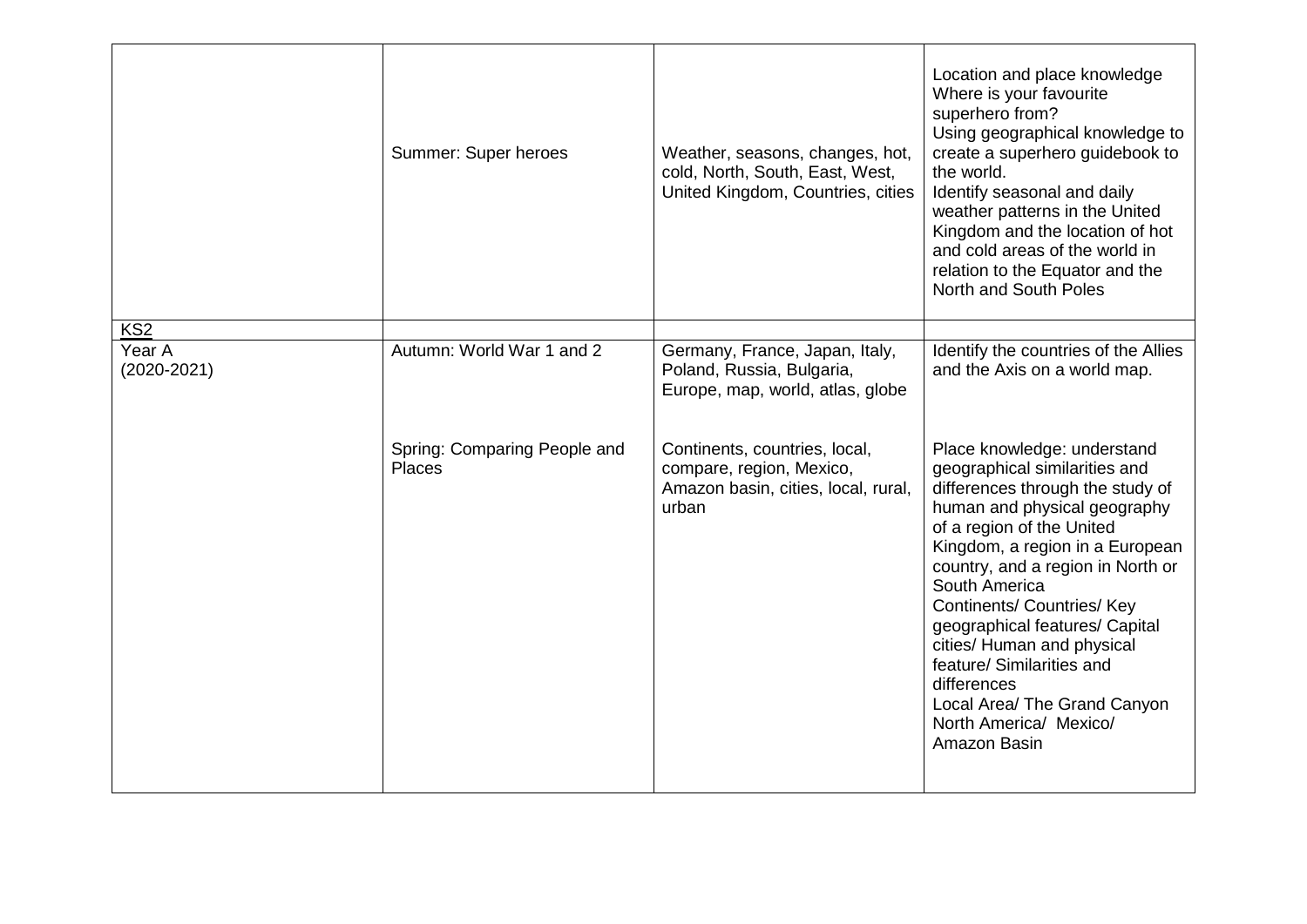| | | | |
|---|---|---|---|
| | Summer: Super heroes | Weather, seasons, changes, hot, cold, North, South, East, West, United Kingdom, Countries, cities | Location and place knowledge<br>Where is your favourite superhero from?<br>Using geographical knowledge to create a superhero guidebook to the world.<br>Identify seasonal and daily weather patterns in the United Kingdom and the location of hot and cold areas of the world in relation to the Equator and the North and South Poles |
| KS2 | | | |
| Year A<br>(2020-2021) | Autumn: World War 1 and 2 | Germany, France, Japan, Italy, Poland, Russia, Bulgaria, Europe, map, world, atlas, globe | Identify the countries of the Allies and the Axis on a world map. |
| | Spring: Comparing People and Places | Continents, countries, local, compare, region, Mexico, Amazon basin, cities, local, rural, urban | Place knowledge: understand geographical similarities and differences through the study of human and physical geography of a region of the United Kingdom, a region in a European country, and a region in North or South America<br>Continents/ Countries/ Key geographical features/ Capital cities/ Human and physical feature/ Similarities and differences<br>Local Area/ The Grand Canyon North America/ Mexico/ Amazon Basin |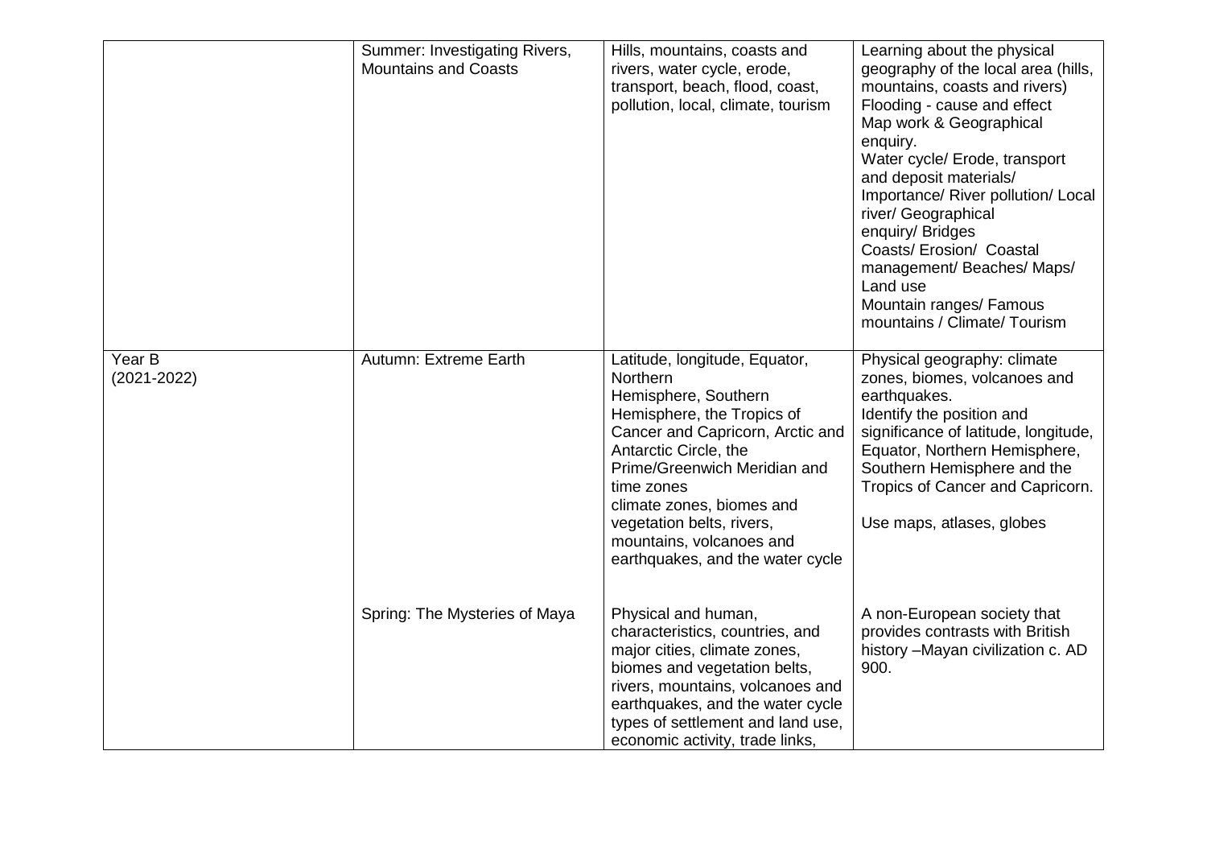| | | | |
|---|---|---|---|
| | Summer: Investigating Rivers, Mountains and Coasts | Hills, mountains, coasts and rivers, water cycle, erode, transport, beach, flood, coast, pollution, local, climate, tourism | Learning about the physical geography of the local area (hills, mountains, coasts and rivers)<br>Flooding - cause and effect<br>Map work & Geographical enquiry.<br>Water cycle/ Erode, transport and deposit materials/ Importance/ River pollution/ Local river/ Geographical enquiry/ Bridges<br>Coasts/ Erosion/ Coastal management/ Beaches/ Maps/ Land use<br>Mountain ranges/ Famous mountains / Climate/ Tourism |
| Year B (2021-2022) | Autumn: Extreme Earth | Latitude, longitude, Equator, Northern Hemisphere, Southern Hemisphere, the Tropics of Cancer and Capricorn, Arctic and Antarctic Circle, the Prime/Greenwich Meridian and time zones<br>climate zones, biomes and vegetation belts, rivers, mountains, volcanoes and earthquakes, and the water cycle | Physical geography: climate zones, biomes, volcanoes and earthquakes.<br>Identify the position and significance of latitude, longitude, Equator, Northern Hemisphere, Southern Hemisphere and the Tropics of Cancer and Capricorn.<br><br>Use maps, atlases, globes |
| | Spring: The Mysteries of Maya | Physical and human, characteristics, countries, and major cities, climate zones, biomes and vegetation belts, rivers, mountains, volcanoes and earthquakes, and the water cycle types of settlement and land use, economic activity, trade links, | A non-European society that provides contrasts with British history –Mayan civilization c. AD 900. |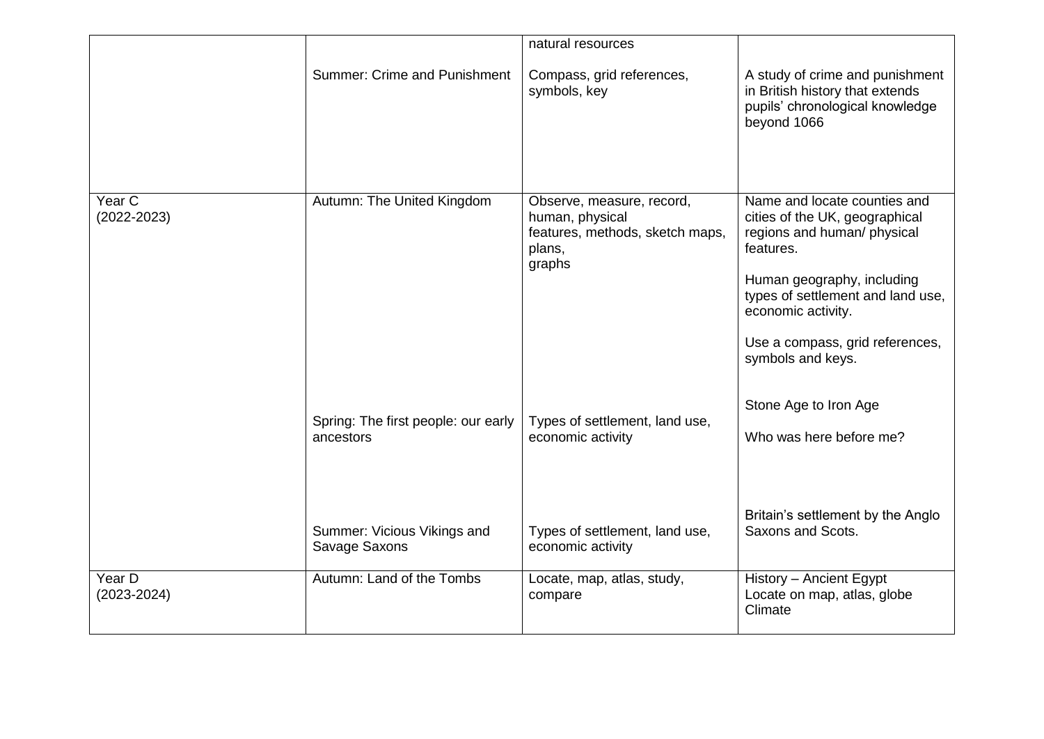| | | | |
|---|---|---|---|
| | | natural resources | |
| | Summer: Crime and Punishment | Compass, grid references, symbols, key | A study of crime and punishment in British history that extends pupils' chronological knowledge beyond 1066 |
| Year C (2022-2023) | Autumn: The United Kingdom | Observe, measure, record, human, physical features, methods, sketch maps, plans, graphs | Name and locate counties and cities of the UK, geographical regions and human/ physical features.<br><br>Human geography, including types of settlement and land use, economic activity.<br><br>Use a compass, grid references, symbols and keys. |
| | Spring: The first people: our early ancestors | Types of settlement, land use, economic activity | Stone Age to Iron Age<br><br>Who was here before me? |
| | Summer: Vicious Vikings and Savage Saxons | Types of settlement, land use, economic activity | Britain's settlement by the Anglo Saxons and Scots. |
| Year D (2023-2024) | Autumn: Land of the Tombs | Locate, map, atlas, study, compare | History – Ancient Egypt<br>Locate on map, atlas, globe<br>Climate |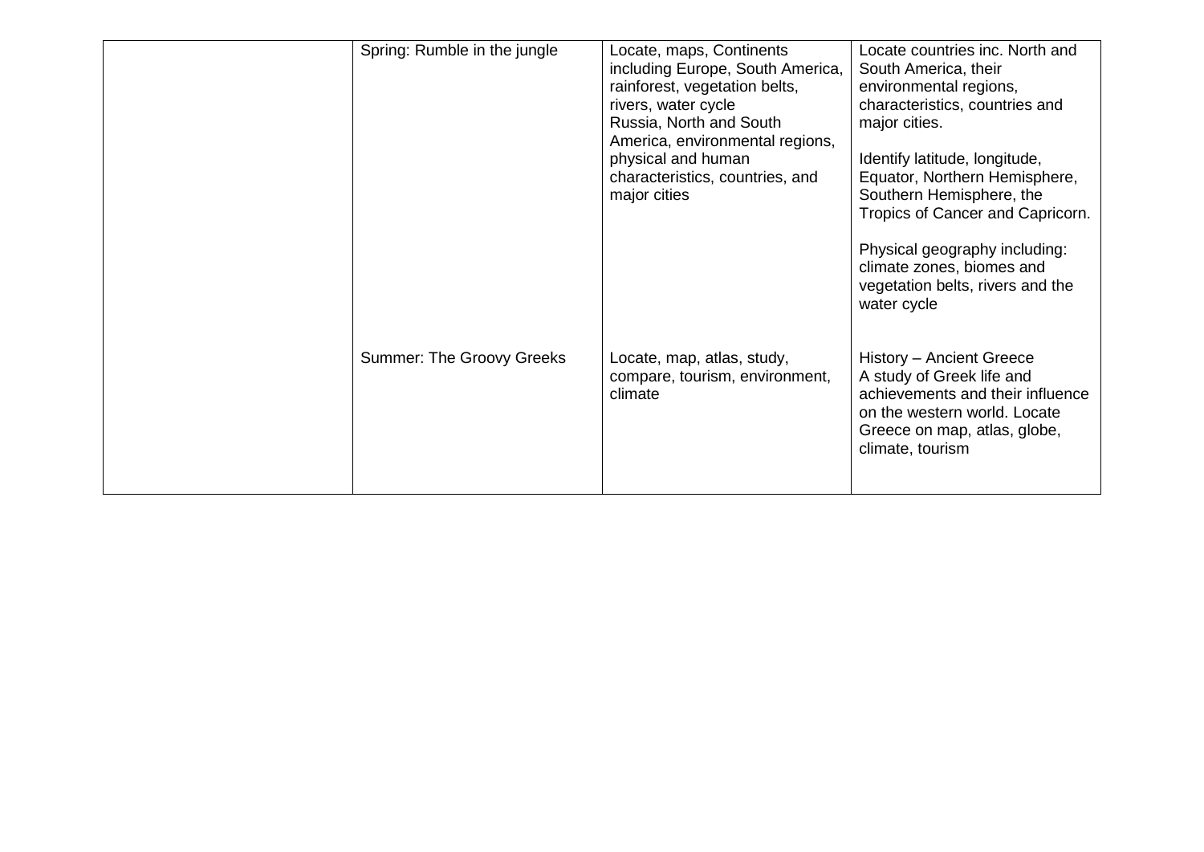| | | | |
|---|---|---|---|
| | Spring: Rumble in the jungle | Locate, maps, Continents including Europe, South America, rainforest, vegetation belts, rivers, water cycle<br>Russia, North and South America, environmental regions, physical and human characteristics, countries, and major cities | Locate countries inc. North and South America, their environmental regions, characteristics, countries and major cities.<br><br>Identify latitude, longitude, Equator, Northern Hemisphere, Southern Hemisphere, the Tropics of Cancer and Capricorn.<br><br>Physical geography including: climate zones, biomes and vegetation belts, rivers and the water cycle |
| | Summer: The Groovy Greeks | Locate, map, atlas, study, compare, tourism, environment, climate | History – Ancient Greece<br>A study of Greek life and achievements and their influence on the western world. Locate Greece on map, atlas, globe, climate, tourism |